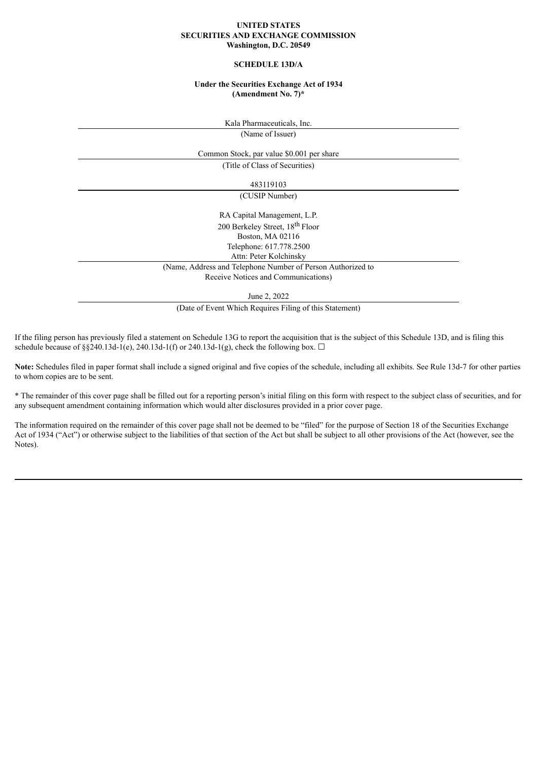**UNITED STATES**
**SECURITIES AND EXCHANGE COMMISSION**
**Washington, D.C. 20549**

**SCHEDULE 13D/A**

**Under the Securities Exchange Act of 1934**
**(Amendment No. 7)***

Kala Pharmaceuticals, Inc.

(Name of Issuer)

Common Stock, par value $0.001 per share

(Title of Class of Securities)

483119103

(CUSIP Number)

RA Capital Management, L.P.
200 Berkeley Street, 18th Floor
Boston, MA 02116
Telephone: 617.778.2500
Attn: Peter Kolchinsky

(Name, Address and Telephone Number of Person Authorized to Receive Notices and Communications)

June 2, 2022

(Date of Event Which Requires Filing of this Statement)

If the filing person has previously filed a statement on Schedule 13G to report the acquisition that is the subject of this Schedule 13D, and is filing this schedule because of §§240.13d-1(e), 240.13d-1(f) or 240.13d-1(g), check the following box. ☐

**Note:** Schedules filed in paper format shall include a signed original and five copies of the schedule, including all exhibits. See Rule 13d-7 for other parties to whom copies are to be sent.

* The remainder of this cover page shall be filled out for a reporting person's initial filing on this form with respect to the subject class of securities, and for any subsequent amendment containing information which would alter disclosures provided in a prior cover page.

The information required on the remainder of this cover page shall not be deemed to be "filed" for the purpose of Section 18 of the Securities Exchange Act of 1934 ("Act") or otherwise subject to the liabilities of that section of the Act but shall be subject to all other provisions of the Act (however, see the Notes).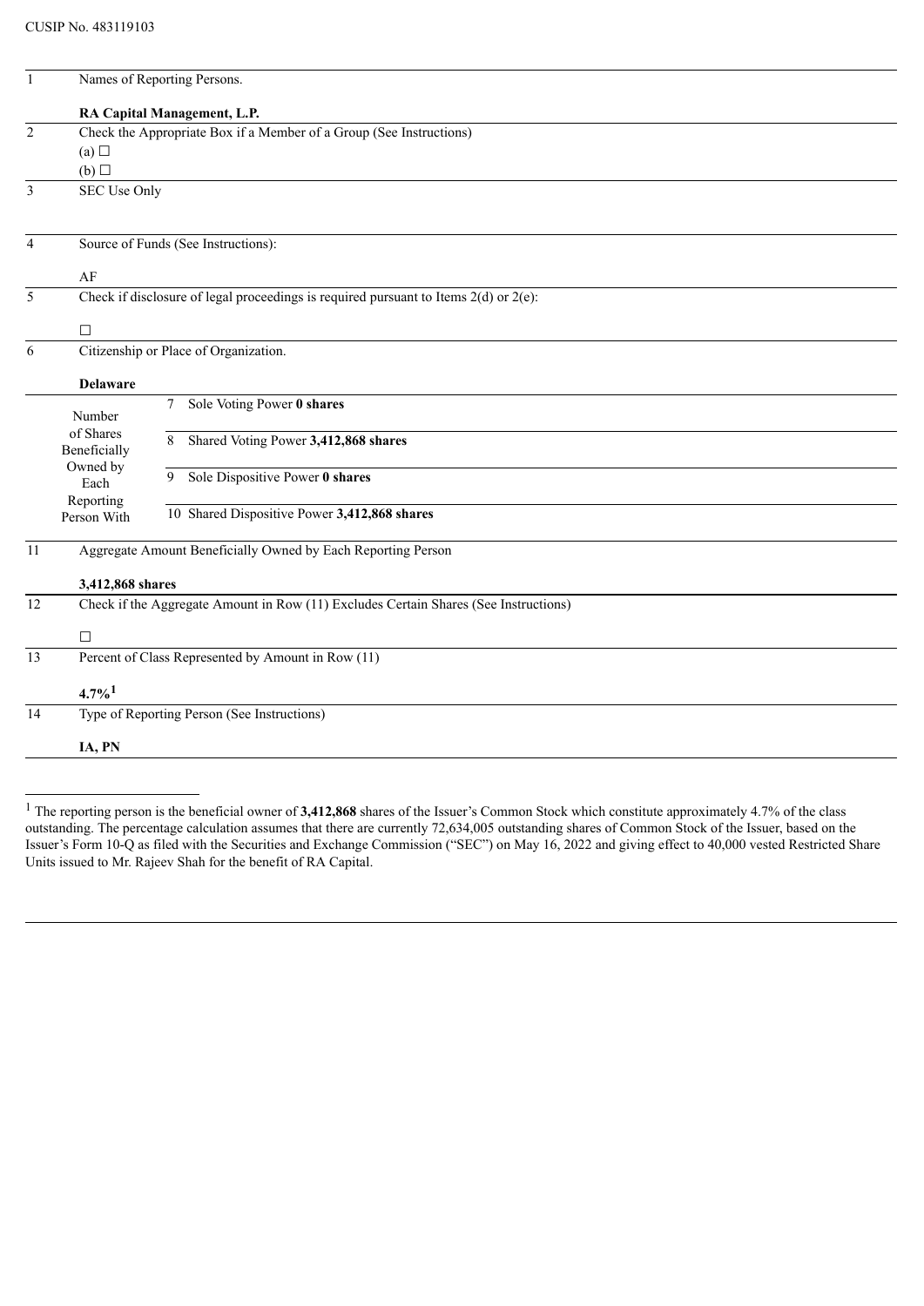CUSIP No. 483119103

| | | |
|---|---|---|
| 1 | Names of Reporting Persons.<br><br>**RA Capital Management, L.P.** | |
| 2 | Check the Appropriate Box if a Member of a Group (See Instructions)<br>(a) ☐<br>(b) ☐ | |
| 3 | SEC Use Only | |
| 4 | Source of Funds (See Instructions):<br><br>AF | |
| 5 | Check if disclosure of legal proceedings is required pursuant to Items 2(d) or 2(e):<br><br>☐ | |
| 6 | Citizenship or Place of Organization.<br><br>**Delaware** | |
| Number of Shares Beneficially Owned by Each Reporting Person With | 7 Sole Voting Power **0 shares** | |
| | 8 Shared Voting Power **3,412,868 shares** | |
| | 9 Sole Dispositive Power **0 shares** | |
| | 10 Shared Dispositive Power **3,412,868 shares** | |
| 11 | Aggregate Amount Beneficially Owned by Each Reporting Person<br><br>**3,412,868 shares** | |
| 12 | Check if the Aggregate Amount in Row (11) Excludes Certain Shares (See Instructions)<br><br>☐ | |
| 13 | Percent of Class Represented by Amount in Row (11)<br><br>**4.7%**[1] | |
| 14 | Type of Reporting Person (See Instructions)<br><br>**IA, PN** | |

[1] The reporting person is the beneficial owner of **3,412,868** shares of the Issuer's Common Stock which constitute approximately 4.7% of the class outstanding. The percentage calculation assumes that there are currently 72,634,005 outstanding shares of Common Stock of the Issuer, based on the Issuer's Form 10-Q as filed with the Securities and Exchange Commission ("SEC") on May 16, 2022 and giving effect to 40,000 vested Restricted Share Units issued to Mr. Rajeev Shah for the benefit of RA Capital.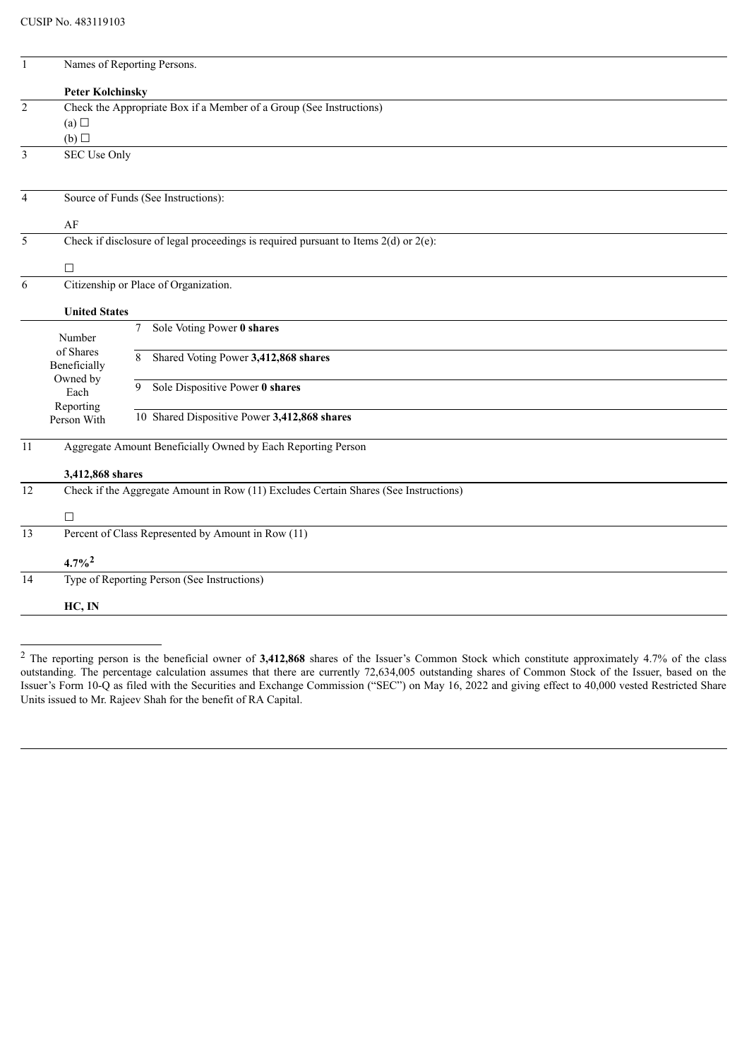CUSIP No. 483119103

| | | |
|---|---|---|
| 1 | Names of Reporting Persons.<br><br>**Peter Kolchinsky** | |
| 2 | Check the Appropriate Box if a Member of a Group (See Instructions)<br>(a) ☐<br>(b) ☐ | |
| 3 | SEC Use Only | |
| 4 | Source of Funds (See Instructions):<br><br>AF | |
| 5 | Check if disclosure of legal proceedings is required pursuant to Items 2(d) or 2(e):<br><br>☐ | |
| 6 | Citizenship or Place of Organization.<br><br>**United States** | |
| Number of Shares Beneficially Owned by Each Reporting Person With | 7 | Sole Voting Power **0 shares** |
| | 8 | Shared Voting Power **3,412,868 shares** |
| | 9 | Sole Dispositive Power **0 shares** |
| | 10 | Shared Dispositive Power **3,412,868 shares** |
| 11 | Aggregate Amount Beneficially Owned by Each Reporting Person<br><br>**3,412,868 shares** | |
| 12 | Check if the Aggregate Amount in Row (11) Excludes Certain Shares (See Instructions)<br><br>☐ | |
| 13 | Percent of Class Represented by Amount in Row (11)<br><br>**4.7%**[2] | |
| 14 | Type of Reporting Person (See Instructions)<br><br>**HC, IN** | |

[2] The reporting person is the beneficial owner of **3,412,868** shares of the Issuer's Common Stock which constitute approximately 4.7% of the class outstanding. The percentage calculation assumes that there are currently 72,634,005 outstanding shares of Common Stock of the Issuer, based on the Issuer's Form 10-Q as filed with the Securities and Exchange Commission ("SEC") on May 16, 2022 and giving effect to 40,000 vested Restricted Share Units issued to Mr. Rajeev Shah for the benefit of RA Capital.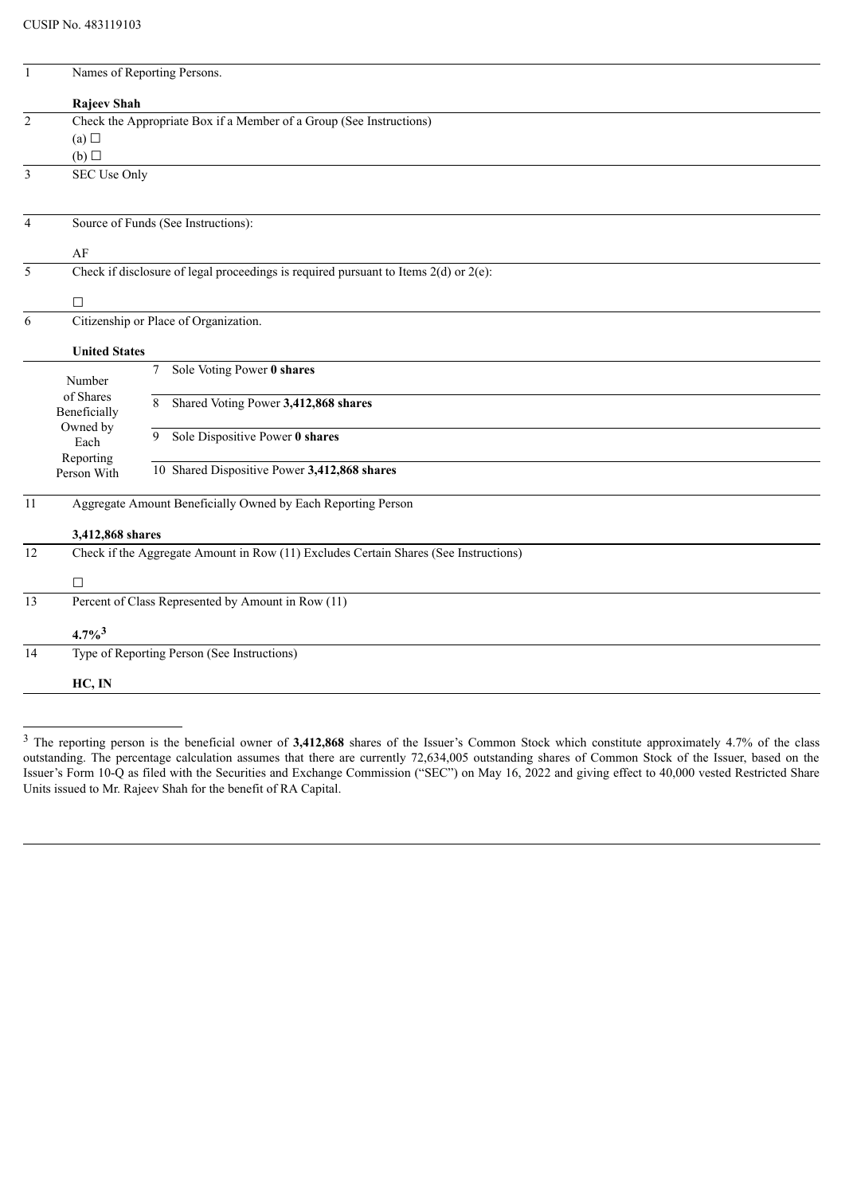CUSIP No. 483119103

| | | |
|---|---|---|
| 1 | Names of Reporting Persons.<br><br>**Rajeev Shah** | |
| 2 | Check the Appropriate Box if a Member of a Group (See Instructions)<br>(a) ☐<br>(b) ☐ | |
| 3 | SEC Use Only | |
| 4 | Source of Funds (See Instructions):<br><br>AF | |
| 5 | Check if disclosure of legal proceedings is required pursuant to Items 2(d) or 2(e):<br><br>☐ | |
| 6 | Citizenship or Place of Organization.<br><br>**United States** | |
| Number of Shares Beneficially Owned by Each Reporting Person With | 7 | Sole Voting Power **0 shares** |
| | 8 | Shared Voting Power **3,412,868 shares** |
| | 9 | Sole Dispositive Power **0 shares** |
| | 10 | Shared Dispositive Power **3,412,868 shares** |
| 11 | Aggregate Amount Beneficially Owned by Each Reporting Person<br><br>**3,412,868 shares** | |
| 12 | Check if the Aggregate Amount in Row (11) Excludes Certain Shares (See Instructions)<br><br>☐ | |
| 13 | Percent of Class Represented by Amount in Row (11)<br><br>**4.7%**[3] | |
| 14 | Type of Reporting Person (See Instructions)<br><br>**HC, IN** | |

[3] The reporting person is the beneficial owner of **3,412,868** shares of the Issuer's Common Stock which constitute approximately 4.7% of the class outstanding. The percentage calculation assumes that there are currently 72,634,005 outstanding shares of Common Stock of the Issuer, based on the Issuer's Form 10-Q as filed with the Securities and Exchange Commission ("SEC") on May 16, 2022 and giving effect to 40,000 vested Restricted Share Units issued to Mr. Rajeev Shah for the benefit of RA Capital.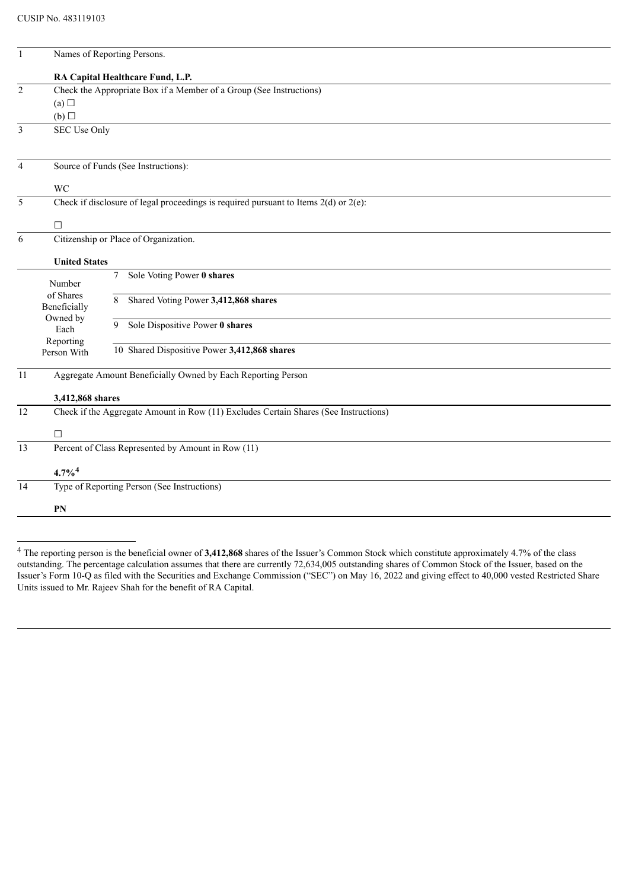CUSIP No. 483119103

| | | |
|---|---|---|
| 1 | Names of Reporting Persons.<br><br>**RA Capital Healthcare Fund, L.P.** | |
| 2 | Check the Appropriate Box if a Member of a Group (See Instructions)<br>(a) ☐<br>(b) ☐ | |
| 3 | SEC Use Only | |
| 4 | Source of Funds (See Instructions):<br><br>WC | |
| 5 | Check if disclosure of legal proceedings is required pursuant to Items 2(d) or 2(e):<br><br>☐ | |
| 6 | Citizenship or Place of Organization.<br><br>**United States** | |
| Number of Shares Beneficially Owned by Each Reporting Person With | 7 | Sole Voting Power **0 shares** |
| | 8 | Shared Voting Power **3,412,868 shares** |
| | 9 | Sole Dispositive Power **0 shares** |
| | 10 | Shared Dispositive Power **3,412,868 shares** |
| 11 | Aggregate Amount Beneficially Owned by Each Reporting Person<br><br>**3,412,868 shares** | |
| 12 | Check if the Aggregate Amount in Row (11) Excludes Certain Shares (See Instructions)<br><br>☐ | |
| 13 | Percent of Class Represented by Amount in Row (11)<br><br>**4.7%**[4] | |
| 14 | Type of Reporting Person (See Instructions)<br><br>**PN** | |

[4] The reporting person is the beneficial owner of **3,412,868** shares of the Issuer's Common Stock which constitute approximately 4.7% of the class outstanding. The percentage calculation assumes that there are currently 72,634,005 outstanding shares of Common Stock of the Issuer, based on the Issuer's Form 10-Q as filed with the Securities and Exchange Commission ("SEC") on May 16, 2022 and giving effect to 40,000 vested Restricted Share Units issued to Mr. Rajeev Shah for the benefit of RA Capital.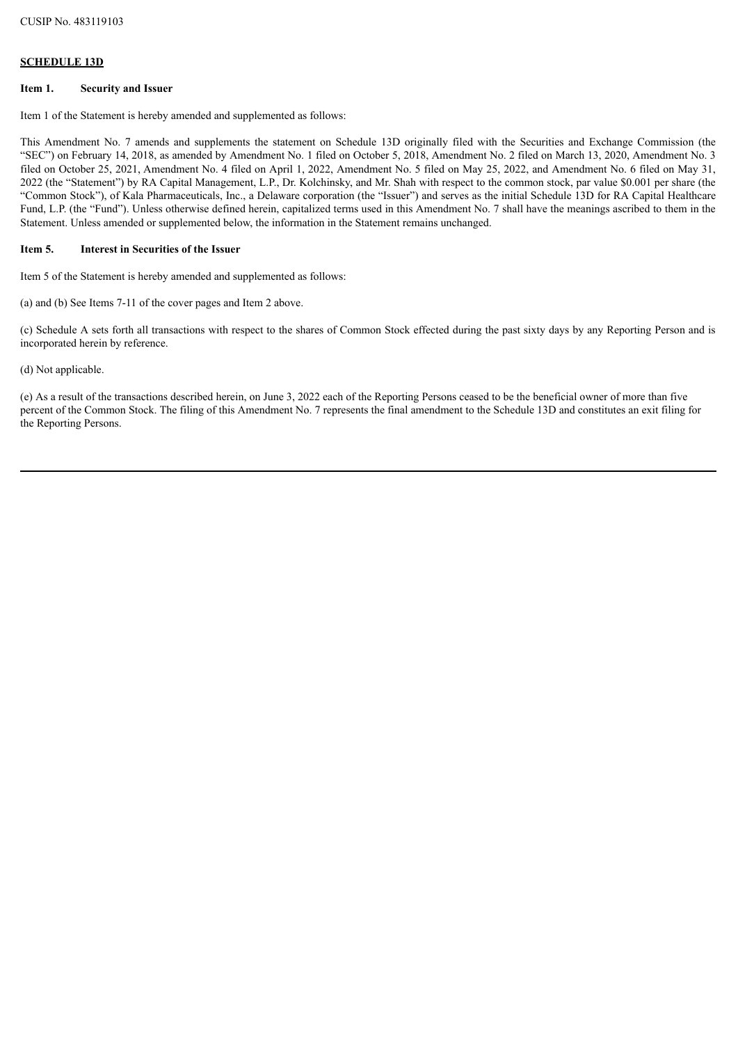CUSIP No. 483119103

**SCHEDULE 13D**

**Item 1. Security and Issuer**

Item 1 of the Statement is hereby amended and supplemented as follows:

This Amendment No. 7 amends and supplements the statement on Schedule 13D originally filed with the Securities and Exchange Commission (the "SEC") on February 14, 2018, as amended by Amendment No. 1 filed on October 5, 2018, Amendment No. 2 filed on March 13, 2020, Amendment No. 3 filed on October 25, 2021, Amendment No. 4 filed on April 1, 2022, Amendment No. 5 filed on May 25, 2022, and Amendment No. 6 filed on May 31, 2022 (the "Statement") by RA Capital Management, L.P., Dr. Kolchinsky, and Mr. Shah with respect to the common stock, par value $0.001 per share (the "Common Stock"), of Kala Pharmaceuticals, Inc., a Delaware corporation (the "Issuer") and serves as the initial Schedule 13D for RA Capital Healthcare Fund, L.P. (the "Fund"). Unless otherwise defined herein, capitalized terms used in this Amendment No. 7 shall have the meanings ascribed to them in the Statement. Unless amended or supplemented below, the information in the Statement remains unchanged.

**Item 5. Interest in Securities of the Issuer**

Item 5 of the Statement is hereby amended and supplemented as follows:

(a) and (b) See Items 7-11 of the cover pages and Item 2 above.

(c) Schedule A sets forth all transactions with respect to the shares of Common Stock effected during the past sixty days by any Reporting Person and is incorporated herein by reference.

(d) Not applicable.

(e) As a result of the transactions described herein, on June 3, 2022 each of the Reporting Persons ceased to be the beneficial owner of more than five percent of the Common Stock. The filing of this Amendment No. 7 represents the final amendment to the Schedule 13D and constitutes an exit filing for the Reporting Persons.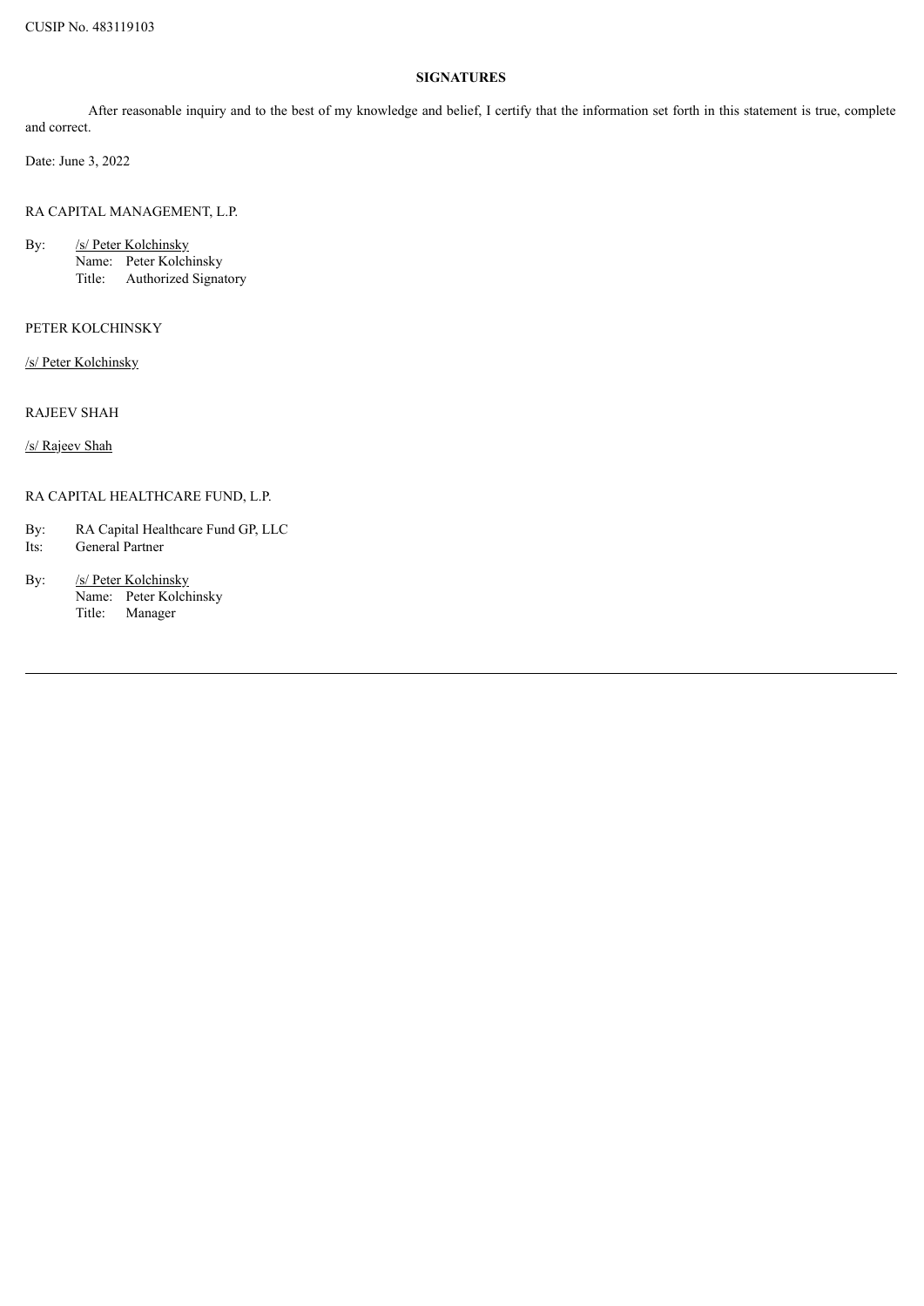CUSIP No. 483119103

## SIGNATURES

After reasonable inquiry and to the best of my knowledge and belief, I certify that the information set forth in this statement is true, complete and correct.

Date: June 3, 2022

RA CAPITAL MANAGEMENT, L.P.

By: /s/ Peter Kolchinsky  
Name: Peter Kolchinsky  
Title: Authorized Signatory

PETER KOLCHINSKY

/s/ Peter Kolchinsky

RAJEEV SHAH

/s/ Rajeev Shah

RA CAPITAL HEALTHCARE FUND, L.P.

By: RA Capital Healthcare Fund GP, LLC  
Its: General Partner

By: /s/ Peter Kolchinsky  
Name: Peter Kolchinsky  
Title: Manager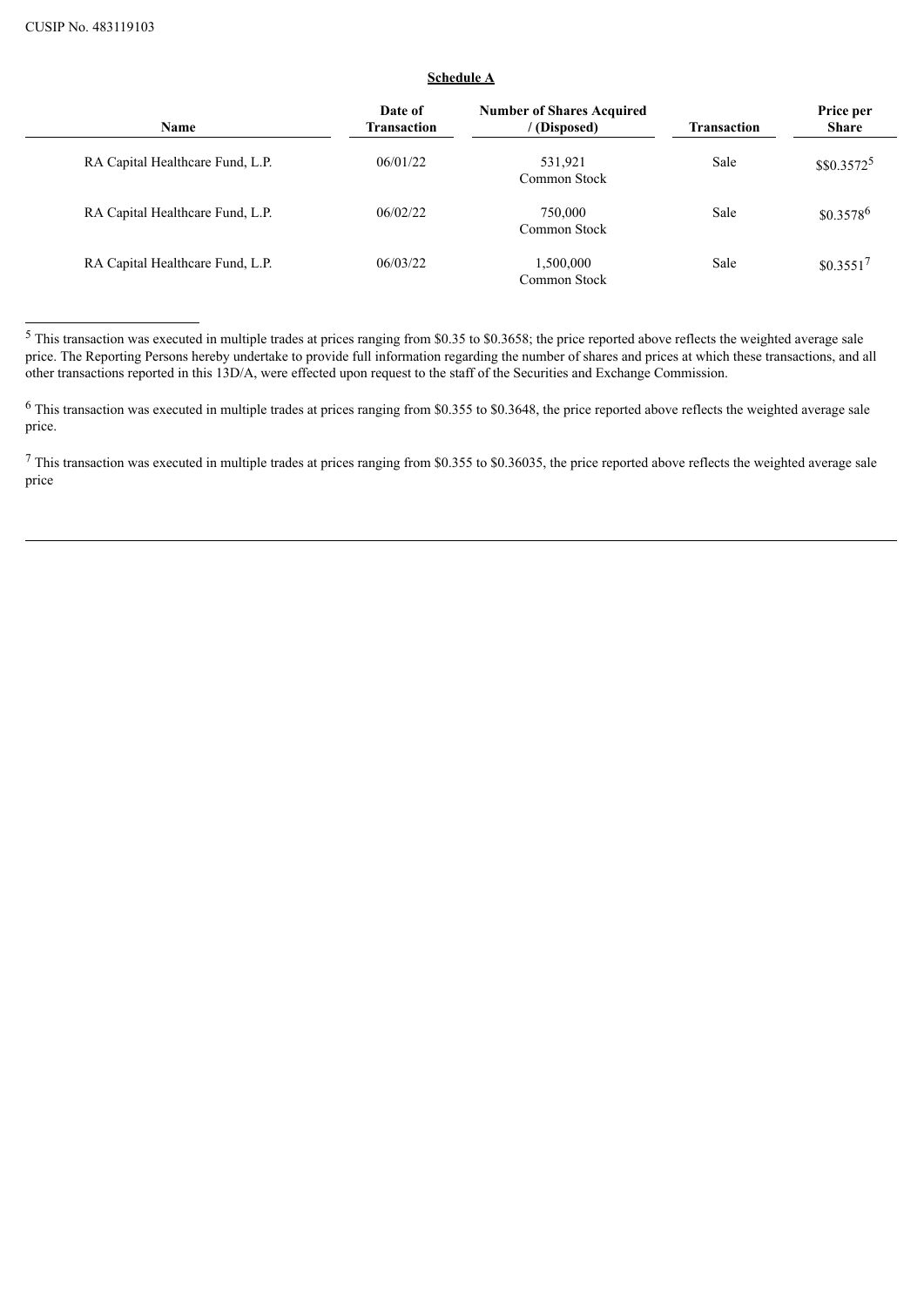CUSIP No. 483119103

**Schedule A**

| Name | Date of Transaction | Number of Shares Acquired / (Disposed) | Transaction | Price per Share |
|---|---|---|---|---|
| RA Capital Healthcare Fund, L.P. | 06/01/22 | 531,921 Common Stock | Sale | $$0.3572[5] |
| RA Capital Healthcare Fund, L.P. | 06/02/22 | 750,000 Common Stock | Sale | $0.3578[6] |
| RA Capital Healthcare Fund, L.P. | 06/03/22 | 1,500,000 Common Stock | Sale | $0.3551[7] |

[5] This transaction was executed in multiple trades at prices ranging from $0.35 to $0.3658; the price reported above reflects the weighted average sale price. The Reporting Persons hereby undertake to provide full information regarding the number of shares and prices at which these transactions, and all other transactions reported in this 13D/A, were effected upon request to the staff of the Securities and Exchange Commission.

[6] This transaction was executed in multiple trades at prices ranging from $0.355 to $0.3648, the price reported above reflects the weighted average sale price.

[7] This transaction was executed in multiple trades at prices ranging from $0.355 to $0.36035, the price reported above reflects the weighted average sale price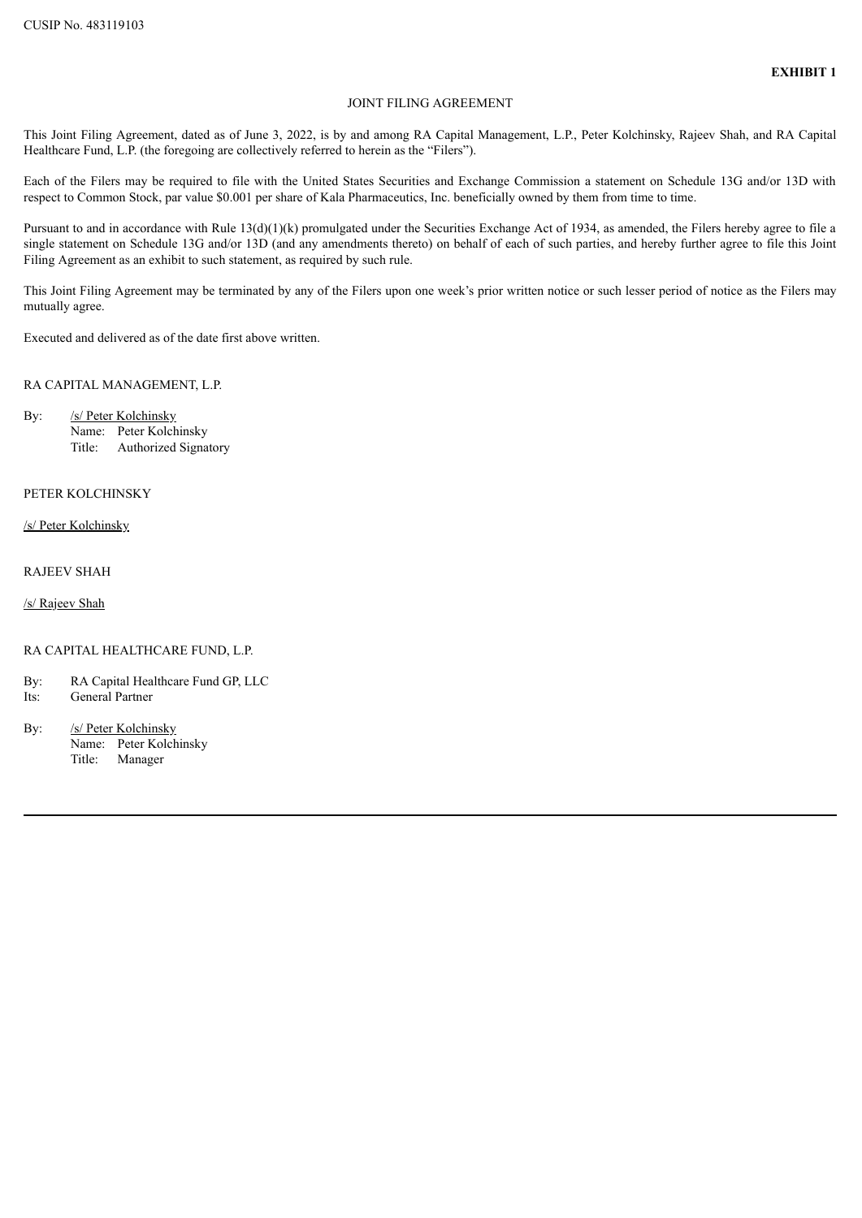**EXHIBIT 1**

JOINT FILING AGREEMENT

This Joint Filing Agreement, dated as of June 3, 2022, is by and among RA Capital Management, L.P., Peter Kolchinsky, Rajeev Shah, and RA Capital Healthcare Fund, L.P. (the foregoing are collectively referred to herein as the "Filers").

Each of the Filers may be required to file with the United States Securities and Exchange Commission a statement on Schedule 13G and/or 13D with respect to Common Stock, par value $0.001 per share of Kala Pharmaceutics, Inc. beneficially owned by them from time to time.

Pursuant to and in accordance with Rule 13(d)(1)(k) promulgated under the Securities Exchange Act of 1934, as amended, the Filers hereby agree to file a single statement on Schedule 13G and/or 13D (and any amendments thereto) on behalf of each of such parties, and hereby further agree to file this Joint Filing Agreement as an exhibit to such statement, as required by such rule.

This Joint Filing Agreement may be terminated by any of the Filers upon one week's prior written notice or such lesser period of notice as the Filers may mutually agree.

Executed and delivered as of the date first above written.

RA CAPITAL MANAGEMENT, L.P.

By: /s/ Peter Kolchinsky
Name: Peter Kolchinsky
Title: Authorized Signatory

PETER KOLCHINSKY

/s/ Peter Kolchinsky

RAJEEV SHAH

/s/ Rajeev Shah

RA CAPITAL HEALTHCARE FUND, L.P.

By: RA Capital Healthcare Fund GP, LLC
Its: General Partner

By: /s/ Peter Kolchinsky
Name: Peter Kolchinsky
Title: Manager